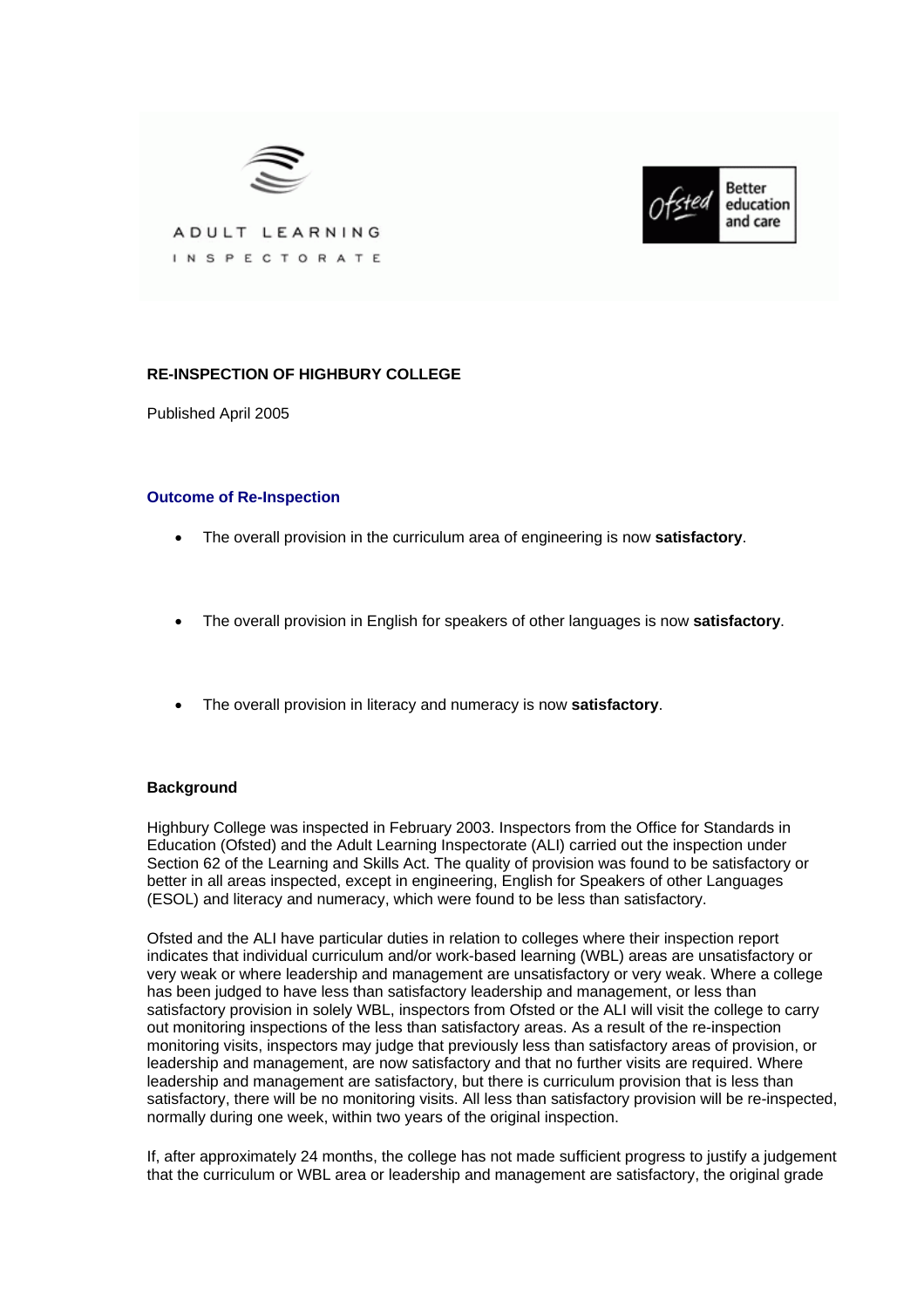ADULT LEARNING INSPECTORATE

Ofsted Better education and care

**RE-INSPECTION OF HIGHBURY COLLEGE**

Published April 2005

### Outcome of Re-Inspection

- The overall provision in the curriculum area of engineering is now **satisfactory**.
- The overall provision in English for speakers of other languages is now **satisfactory**.
- The overall provision in literacy and numeracy is now **satisfactory**.

### Background

Highbury College was inspected in February 2003. Inspectors from the Office for Standards in Education (Ofsted) and the Adult Learning Inspectorate (ALI) carried out the inspection under Section 62 of the Learning and Skills Act. The quality of provision was found to be satisfactory or better in all areas inspected, except in engineering, English for Speakers of other Languages (ESOL) and literacy and numeracy, which were found to be less than satisfactory.

Ofsted and the ALI have particular duties in relation to colleges where their inspection report indicates that individual curriculum and/or work-based learning (WBL) areas are unsatisfactory or very weak or where leadership and management are unsatisfactory or very weak. Where a college has been judged to have less than satisfactory leadership and management, or less than satisfactory provision in solely WBL, inspectors from Ofsted or the ALI will visit the college to carry out monitoring inspections of the less than satisfactory areas. As a result of the re-inspection monitoring visits, inspectors may judge that previously less than satisfactory areas of provision, or leadership and management, are now satisfactory and that no further visits are required. Where leadership and management are satisfactory, but there is curriculum provision that is less than satisfactory, there will be no monitoring visits. All less than satisfactory provision will be re-inspected, normally during one week, within two years of the original inspection.

If, after approximately 24 months, the college has not made sufficient progress to justify a judgement that the curriculum or WBL area or leadership and management are satisfactory, the original grade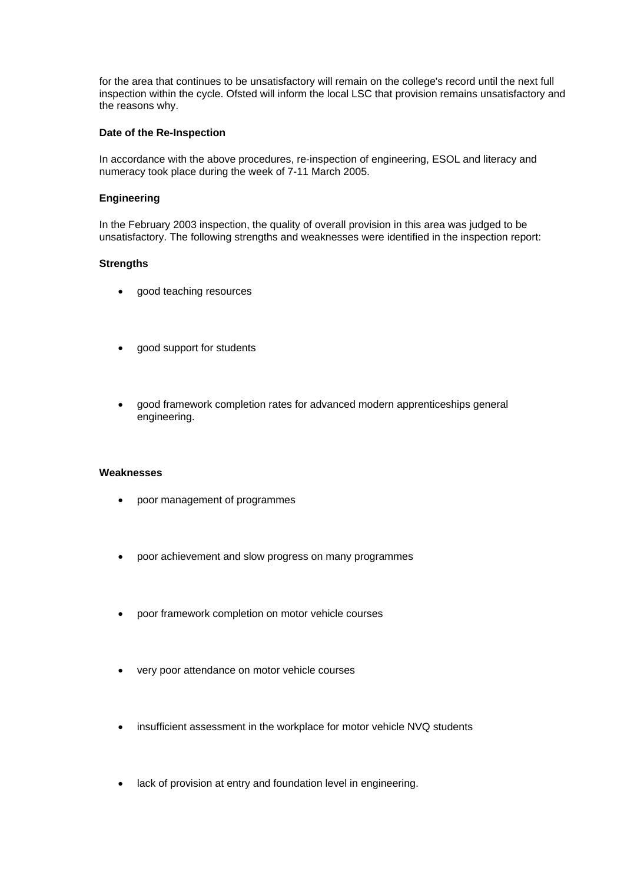for the area that continues to be unsatisfactory will remain on the college's record until the next full inspection within the cycle. Ofsted will inform the local LSC that provision remains unsatisfactory and the reasons why.

**Date of the Re-Inspection**

In accordance with the above procedures, re-inspection of engineering, ESOL and literacy and numeracy took place during the week of 7-11 March 2005.

**Engineering**

In the February 2003 inspection, the quality of overall provision in this area was judged to be unsatisfactory. The following strengths and weaknesses were identified in the inspection report:

**Strengths**

- good teaching resources
- good support for students
- good framework completion rates for advanced modern apprenticeships general engineering.

**Weaknesses**

- poor management of programmes
- poor achievement and slow progress on many programmes
- poor framework completion on motor vehicle courses
- very poor attendance on motor vehicle courses
- insufficient assessment in the workplace for motor vehicle NVQ students
- lack of provision at entry and foundation level in engineering.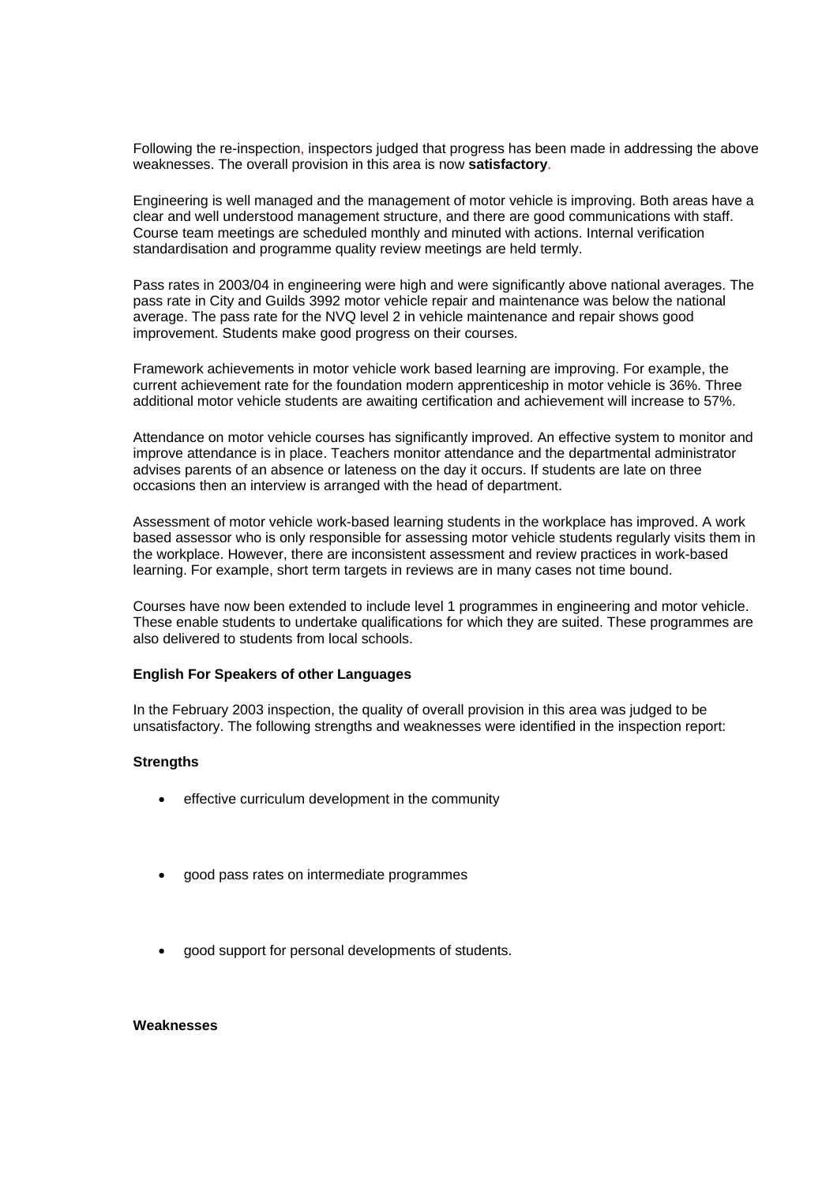Following the re-inspection, inspectors judged that progress has been made in addressing the above weaknesses. The overall provision in this area is now **satisfactory**.

Engineering is well managed and the management of motor vehicle is improving. Both areas have a clear and well understood management structure, and there are good communications with staff. Course team meetings are scheduled monthly and minuted with actions. Internal verification standardisation and programme quality review meetings are held termly.

Pass rates in 2003/04 in engineering were high and were significantly above national averages. The pass rate in City and Guilds 3992 motor vehicle repair and maintenance was below the national average. The pass rate for the NVQ level 2 in vehicle maintenance and repair shows good improvement. Students make good progress on their courses.

Framework achievements in motor vehicle work based learning are improving. For example, the current achievement rate for the foundation modern apprenticeship in motor vehicle is 36%. Three additional motor vehicle students are awaiting certification and achievement will increase to 57%.

Attendance on motor vehicle courses has significantly improved. An effective system to monitor and improve attendance is in place. Teachers monitor attendance and the departmental administrator advises parents of an absence or lateness on the day it occurs. If students are late on three occasions then an interview is arranged with the head of department.

Assessment of motor vehicle work-based learning students in the workplace has improved. A work based assessor who is only responsible for assessing motor vehicle students regularly visits them in the workplace. However, there are inconsistent assessment and review practices in work-based learning. For example, short term targets in reviews are in many cases not time bound.

Courses have now been extended to include level 1 programmes in engineering and motor vehicle. These enable students to undertake qualifications for which they are suited. These programmes are also delivered to students from local schools.

**English For Speakers of other Languages**

In the February 2003 inspection, the quality of overall provision in this area was judged to be unsatisfactory. The following strengths and weaknesses were identified in the inspection report:

**Strengths**

- effective curriculum development in the community
- good pass rates on intermediate programmes
- good support for personal developments of students.

**Weaknesses**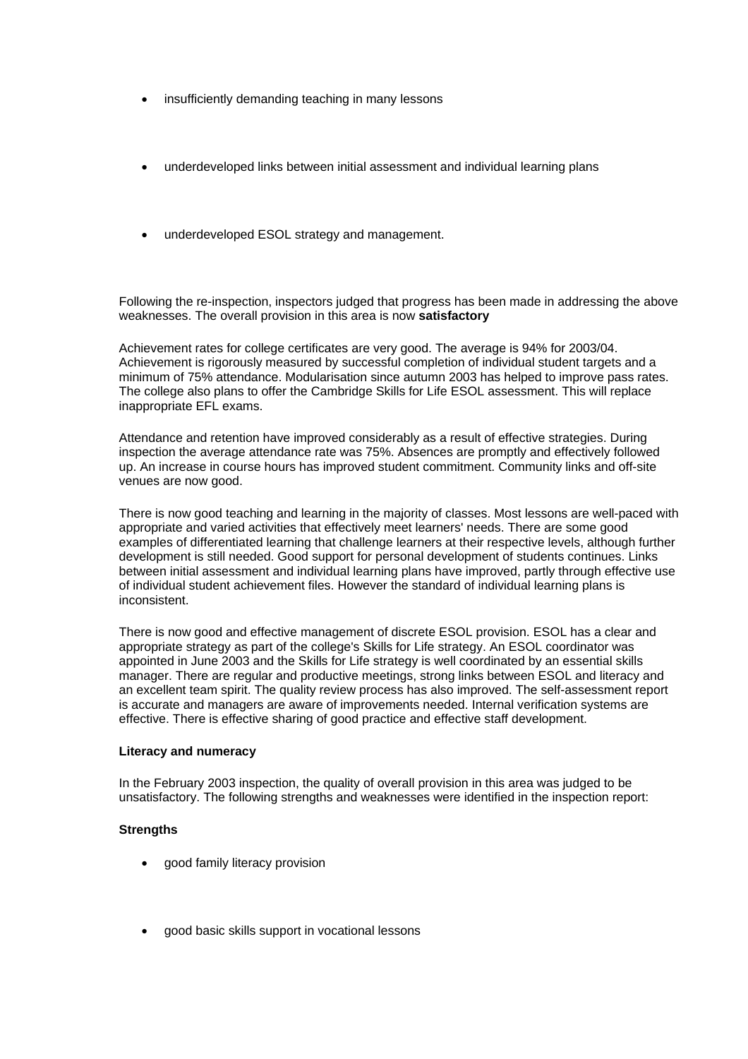- insufficiently demanding teaching in many lessons
- underdeveloped links between initial assessment and individual learning plans
- underdeveloped ESOL strategy and management.

Following the re-inspection, inspectors judged that progress has been made in addressing the above weaknesses. The overall provision in this area is now **satisfactory**

Achievement rates for college certificates are very good. The average is 94% for 2003/04. Achievement is rigorously measured by successful completion of individual student targets and a minimum of 75% attendance. Modularisation since autumn 2003 has helped to improve pass rates. The college also plans to offer the Cambridge Skills for Life ESOL assessment. This will replace inappropriate EFL exams.

Attendance and retention have improved considerably as a result of effective strategies. During inspection the average attendance rate was 75%. Absences are promptly and effectively followed up. An increase in course hours has improved student commitment. Community links and off-site venues are now good.

There is now good teaching and learning in the majority of classes. Most lessons are well-paced with appropriate and varied activities that effectively meet learners' needs. There are some good examples of differentiated learning that challenge learners at their respective levels, although further development is still needed. Good support for personal development of students continues. Links between initial assessment and individual learning plans have improved, partly through effective use of individual student achievement files. However the standard of individual learning plans is inconsistent.

There is now good and effective management of discrete ESOL provision. ESOL has a clear and appropriate strategy as part of the college's Skills for Life strategy. An ESOL coordinator was appointed in June 2003 and the Skills for Life strategy is well coordinated by an essential skills manager. There are regular and productive meetings, strong links between ESOL and literacy and an excellent team spirit. The quality review process has also improved. The self-assessment report is accurate and managers are aware of improvements needed. Internal verification systems are effective. There is effective sharing of good practice and effective staff development.

**Literacy and numeracy**

In the February 2003 inspection, the quality of overall provision in this area was judged to be unsatisfactory. The following strengths and weaknesses were identified in the inspection report:

**Strengths**

- good family literacy provision
- good basic skills support in vocational lessons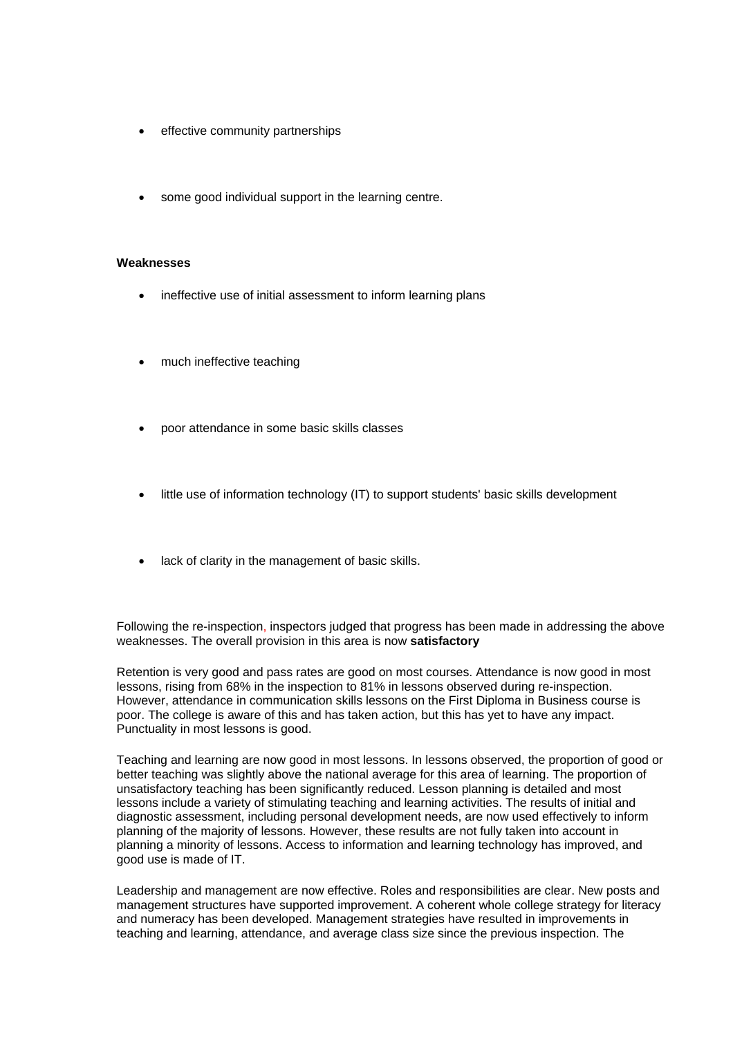- effective community partnerships
- some good individual support in the learning centre.

**Weaknesses**

- ineffective use of initial assessment to inform learning plans
- much ineffective teaching
- poor attendance in some basic skills classes
- little use of information technology (IT) to support students' basic skills development
- lack of clarity in the management of basic skills.

Following the re-inspection, inspectors judged that progress has been made in addressing the above weaknesses. The overall provision in this area is now **satisfactory**

Retention is very good and pass rates are good on most courses. Attendance is now good in most lessons, rising from 68% in the inspection to 81% in lessons observed during re-inspection. However, attendance in communication skills lessons on the First Diploma in Business course is poor. The college is aware of this and has taken action, but this has yet to have any impact. Punctuality in most lessons is good.

Teaching and learning are now good in most lessons. In lessons observed, the proportion of good or better teaching was slightly above the national average for this area of learning. The proportion of unsatisfactory teaching has been significantly reduced. Lesson planning is detailed and most lessons include a variety of stimulating teaching and learning activities. The results of initial and diagnostic assessment, including personal development needs, are now used effectively to inform planning of the majority of lessons. However, these results are not fully taken into account in planning a minority of lessons. Access to information and learning technology has improved, and good use is made of IT.

Leadership and management are now effective. Roles and responsibilities are clear. New posts and management structures have supported improvement. A coherent whole college strategy for literacy and numeracy has been developed. Management strategies have resulted in improvements in teaching and learning, attendance, and average class size since the previous inspection. The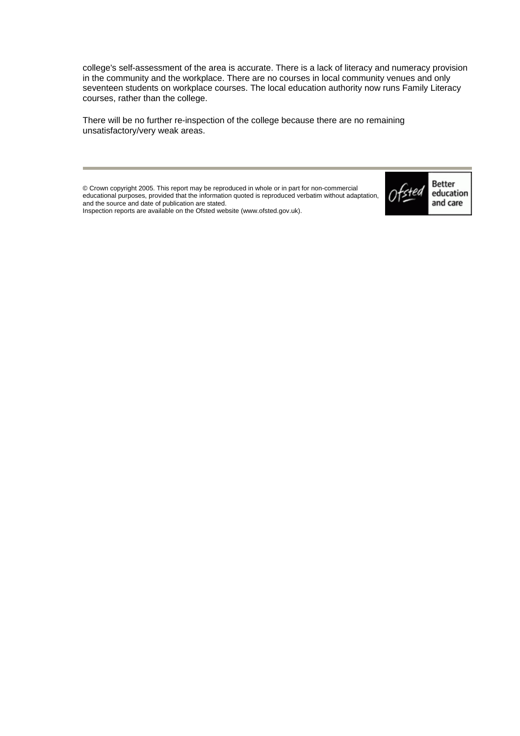college's self-assessment of the area is accurate. There is a lack of literacy and numeracy provision in the community and the workplace. There are no courses in local community venues and only seventeen students on workplace courses. The local education authority now runs Family Literacy courses, rather than the college.

There will be no further re-inspection of the college because there are no remaining unsatisfactory/very weak areas.

---

© Crown copyright 2005. This report may be reproduced in whole or in part for non-commercial educational purposes, provided that the information quoted is reproduced verbatim without adaptation, and the source and date of publication are stated.
Inspection reports are available on the Ofsted website (www.ofsted.gov.uk).

Ofsted Better education and care